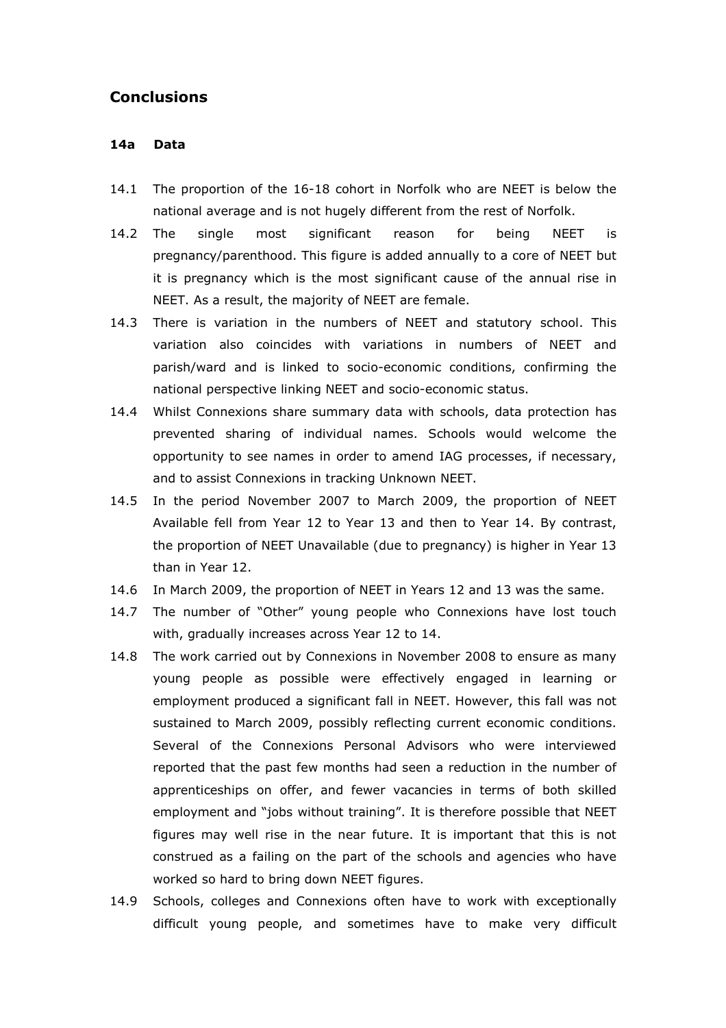## Conclusions

### 14a Data

14.1 The proportion of the 16-18 cohort in Norfolk who are NEET is below the national average and is not hugely different from the rest of Norfolk.

14.2 The single most significant reason for being NEET is pregnancy/parenthood. This figure is added annually to a core of NEET but it is pregnancy which is the most significant cause of the annual rise in NEET. As a result, the majority of NEET are female.

14.3 There is variation in the numbers of NEET and statutory school. This variation also coincides with variations in numbers of NEET and parish/ward and is linked to socio-economic conditions, confirming the national perspective linking NEET and socio-economic status.

14.4 Whilst Connexions share summary data with schools, data protection has prevented sharing of individual names. Schools would welcome the opportunity to see names in order to amend IAG processes, if necessary, and to assist Connexions in tracking Unknown NEET.

14.5 In the period November 2007 to March 2009, the proportion of NEET Available fell from Year 12 to Year 13 and then to Year 14. By contrast, the proportion of NEET Unavailable (due to pregnancy) is higher in Year 13 than in Year 12.

14.6 In March 2009, the proportion of NEET in Years 12 and 13 was the same.

14.7 The number of "Other" young people who Connexions have lost touch with, gradually increases across Year 12 to 14.

14.8 The work carried out by Connexions in November 2008 to ensure as many young people as possible were effectively engaged in learning or employment produced a significant fall in NEET. However, this fall was not sustained to March 2009, possibly reflecting current economic conditions. Several of the Connexions Personal Advisors who were interviewed reported that the past few months had seen a reduction in the number of apprenticeships on offer, and fewer vacancies in terms of both skilled employment and "jobs without training". It is therefore possible that NEET figures may well rise in the near future. It is important that this is not construed as a failing on the part of the schools and agencies who have worked so hard to bring down NEET figures.

14.9 Schools, colleges and Connexions often have to work with exceptionally difficult young people, and sometimes have to make very difficult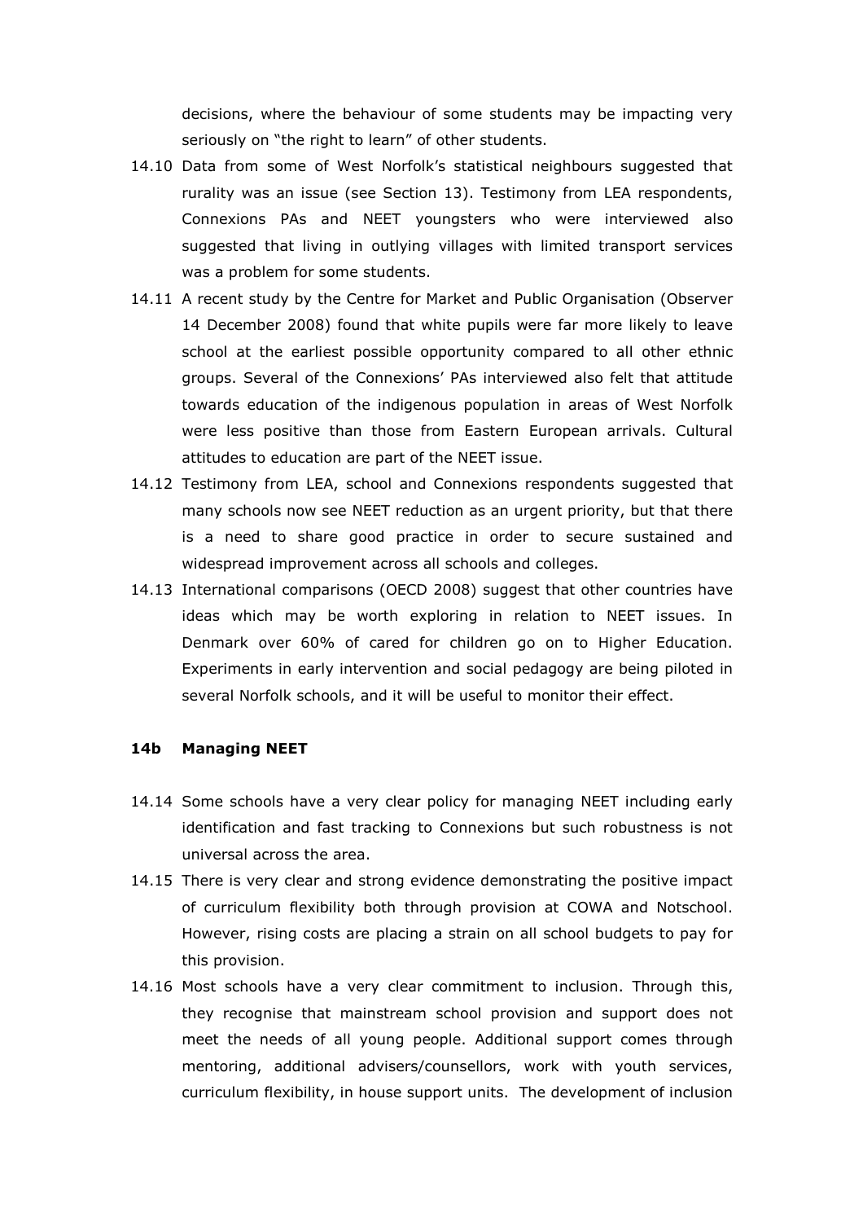decisions, where the behaviour of some students may be impacting very seriously on "the right to learn" of other students.

14.10 Data from some of West Norfolk's statistical neighbours suggested that rurality was an issue (see Section 13). Testimony from LEA respondents, Connexions PAs and NEET youngsters who were interviewed also suggested that living in outlying villages with limited transport services was a problem for some students.

14.11 A recent study by the Centre for Market and Public Organisation (Observer 14 December 2008) found that white pupils were far more likely to leave school at the earliest possible opportunity compared to all other ethnic groups. Several of the Connexions' PAs interviewed also felt that attitude towards education of the indigenous population in areas of West Norfolk were less positive than those from Eastern European arrivals. Cultural attitudes to education are part of the NEET issue.

14.12 Testimony from LEA, school and Connexions respondents suggested that many schools now see NEET reduction as an urgent priority, but that there is a need to share good practice in order to secure sustained and widespread improvement across all schools and colleges.

14.13 International comparisons (OECD 2008) suggest that other countries have ideas which may be worth exploring in relation to NEET issues. In Denmark over 60% of cared for children go on to Higher Education. Experiments in early intervention and social pedagogy are being piloted in several Norfolk schools, and it will be useful to monitor their effect.

## 14b Managing NEET

14.14 Some schools have a very clear policy for managing NEET including early identification and fast tracking to Connexions but such robustness is not universal across the area.

14.15 There is very clear and strong evidence demonstrating the positive impact of curriculum flexibility both through provision at COWA and Notschool. However, rising costs are placing a strain on all school budgets to pay for this provision.

14.16 Most schools have a very clear commitment to inclusion. Through this, they recognise that mainstream school provision and support does not meet the needs of all young people. Additional support comes through mentoring, additional advisers/counsellors, work with youth services, curriculum flexibility, in house support units. The development of inclusion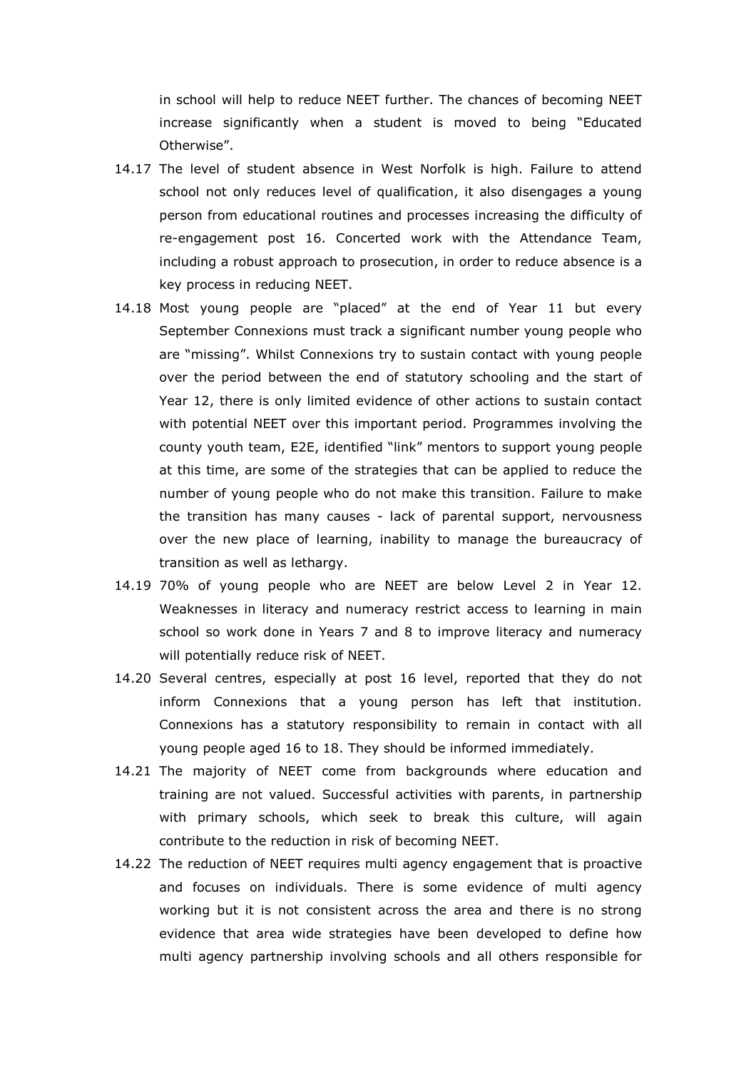in school will help to reduce NEET further. The chances of becoming NEET increase significantly when a student is moved to being "Educated Otherwise".

14.17 The level of student absence in West Norfolk is high. Failure to attend school not only reduces level of qualification, it also disengages a young person from educational routines and processes increasing the difficulty of re-engagement post 16. Concerted work with the Attendance Team, including a robust approach to prosecution, in order to reduce absence is a key process in reducing NEET.

14.18 Most young people are "placed" at the end of Year 11 but every September Connexions must track a significant number young people who are "missing". Whilst Connexions try to sustain contact with young people over the period between the end of statutory schooling and the start of Year 12, there is only limited evidence of other actions to sustain contact with potential NEET over this important period. Programmes involving the county youth team, E2E, identified "link" mentors to support young people at this time, are some of the strategies that can be applied to reduce the number of young people who do not make this transition. Failure to make the transition has many causes - lack of parental support, nervousness over the new place of learning, inability to manage the bureaucracy of transition as well as lethargy.

14.19 70% of young people who are NEET are below Level 2 in Year 12. Weaknesses in literacy and numeracy restrict access to learning in main school so work done in Years 7 and 8 to improve literacy and numeracy will potentially reduce risk of NEET.

14.20 Several centres, especially at post 16 level, reported that they do not inform Connexions that a young person has left that institution. Connexions has a statutory responsibility to remain in contact with all young people aged 16 to 18. They should be informed immediately.

14.21 The majority of NEET come from backgrounds where education and training are not valued. Successful activities with parents, in partnership with primary schools, which seek to break this culture, will again contribute to the reduction in risk of becoming NEET.

14.22 The reduction of NEET requires multi agency engagement that is proactive and focuses on individuals. There is some evidence of multi agency working but it is not consistent across the area and there is no strong evidence that area wide strategies have been developed to define how multi agency partnership involving schools and all others responsible for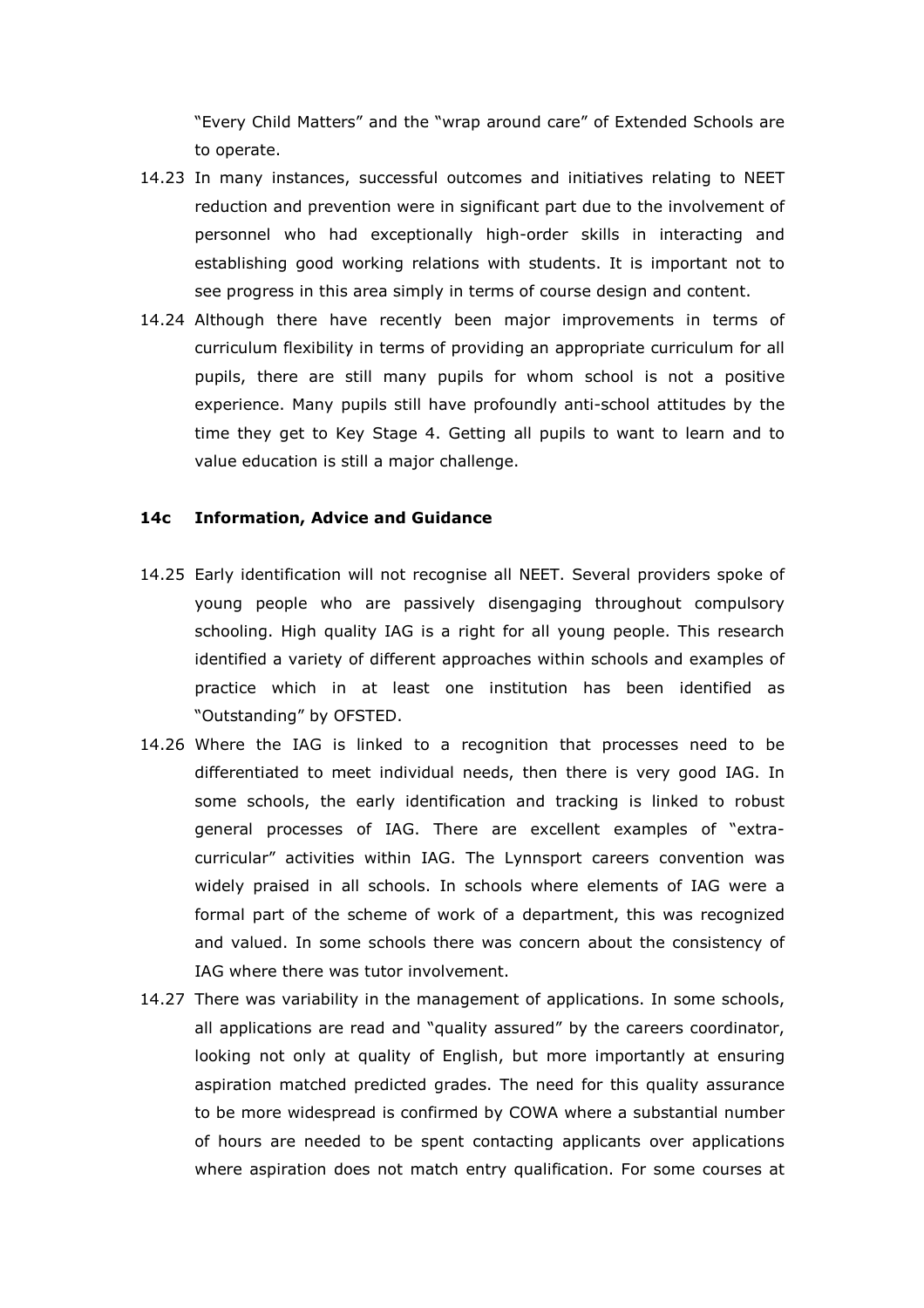"Every Child Matters" and the "wrap around care" of Extended Schools are to operate.

14.23 In many instances, successful outcomes and initiatives relating to NEET reduction and prevention were in significant part due to the involvement of personnel who had exceptionally high-order skills in interacting and establishing good working relations with students. It is important not to see progress in this area simply in terms of course design and content.

14.24 Although there have recently been major improvements in terms of curriculum flexibility in terms of providing an appropriate curriculum for all pupils, there are still many pupils for whom school is not a positive experience. Many pupils still have profoundly anti-school attitudes by the time they get to Key Stage 4. Getting all pupils to want to learn and to value education is still a major challenge.

### 14c Information, Advice and Guidance

14.25 Early identification will not recognise all NEET. Several providers spoke of young people who are passively disengaging throughout compulsory schooling. High quality IAG is a right for all young people. This research identified a variety of different approaches within schools and examples of practice which in at least one institution has been identified as "Outstanding" by OFSTED.

14.26 Where the IAG is linked to a recognition that processes need to be differentiated to meet individual needs, then there is very good IAG. In some schools, the early identification and tracking is linked to robust general processes of IAG. There are excellent examples of "extra-curricular" activities within IAG. The Lynnsport careers convention was widely praised in all schools. In schools where elements of IAG were a formal part of the scheme of work of a department, this was recognized and valued. In some schools there was concern about the consistency of IAG where there was tutor involvement.

14.27 There was variability in the management of applications. In some schools, all applications are read and "quality assured" by the careers coordinator, looking not only at quality of English, but more importantly at ensuring aspiration matched predicted grades. The need for this quality assurance to be more widespread is confirmed by COWA where a substantial number of hours are needed to be spent contacting applicants over applications where aspiration does not match entry qualification. For some courses at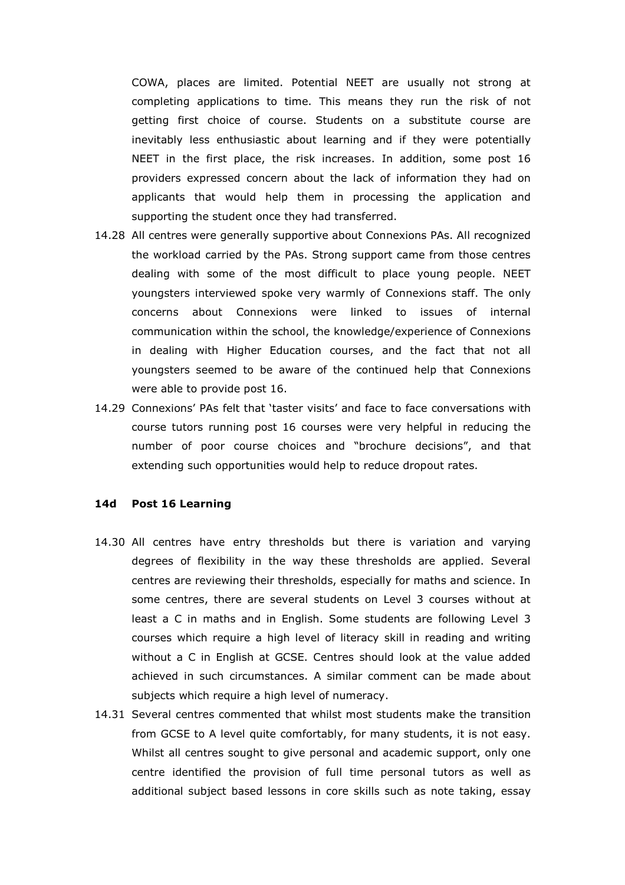COWA, places are limited. Potential NEET are usually not strong at completing applications to time. This means they run the risk of not getting first choice of course. Students on a substitute course are inevitably less enthusiastic about learning and if they were potentially NEET in the first place, the risk increases. In addition, some post 16 providers expressed concern about the lack of information they had on applicants that would help them in processing the application and supporting the student once they had transferred.

14.28 All centres were generally supportive about Connexions PAs. All recognized the workload carried by the PAs. Strong support came from those centres dealing with some of the most difficult to place young people. NEET youngsters interviewed spoke very warmly of Connexions staff. The only concerns about Connexions were linked to issues of internal communication within the school, the knowledge/experience of Connexions in dealing with Higher Education courses, and the fact that not all youngsters seemed to be aware of the continued help that Connexions were able to provide post 16.

14.29 Connexions' PAs felt that 'taster visits' and face to face conversations with course tutors running post 16 courses were very helpful in reducing the number of poor course choices and "brochure decisions", and that extending such opportunities would help to reduce dropout rates.

### 14d Post 16 Learning

14.30 All centres have entry thresholds but there is variation and varying degrees of flexibility in the way these thresholds are applied. Several centres are reviewing their thresholds, especially for maths and science. In some centres, there are several students on Level 3 courses without at least a C in maths and in English. Some students are following Level 3 courses which require a high level of literacy skill in reading and writing without a C in English at GCSE. Centres should look at the value added achieved in such circumstances. A similar comment can be made about subjects which require a high level of numeracy.

14.31 Several centres commented that whilst most students make the transition from GCSE to A level quite comfortably, for many students, it is not easy. Whilst all centres sought to give personal and academic support, only one centre identified the provision of full time personal tutors as well as additional subject based lessons in core skills such as note taking, essay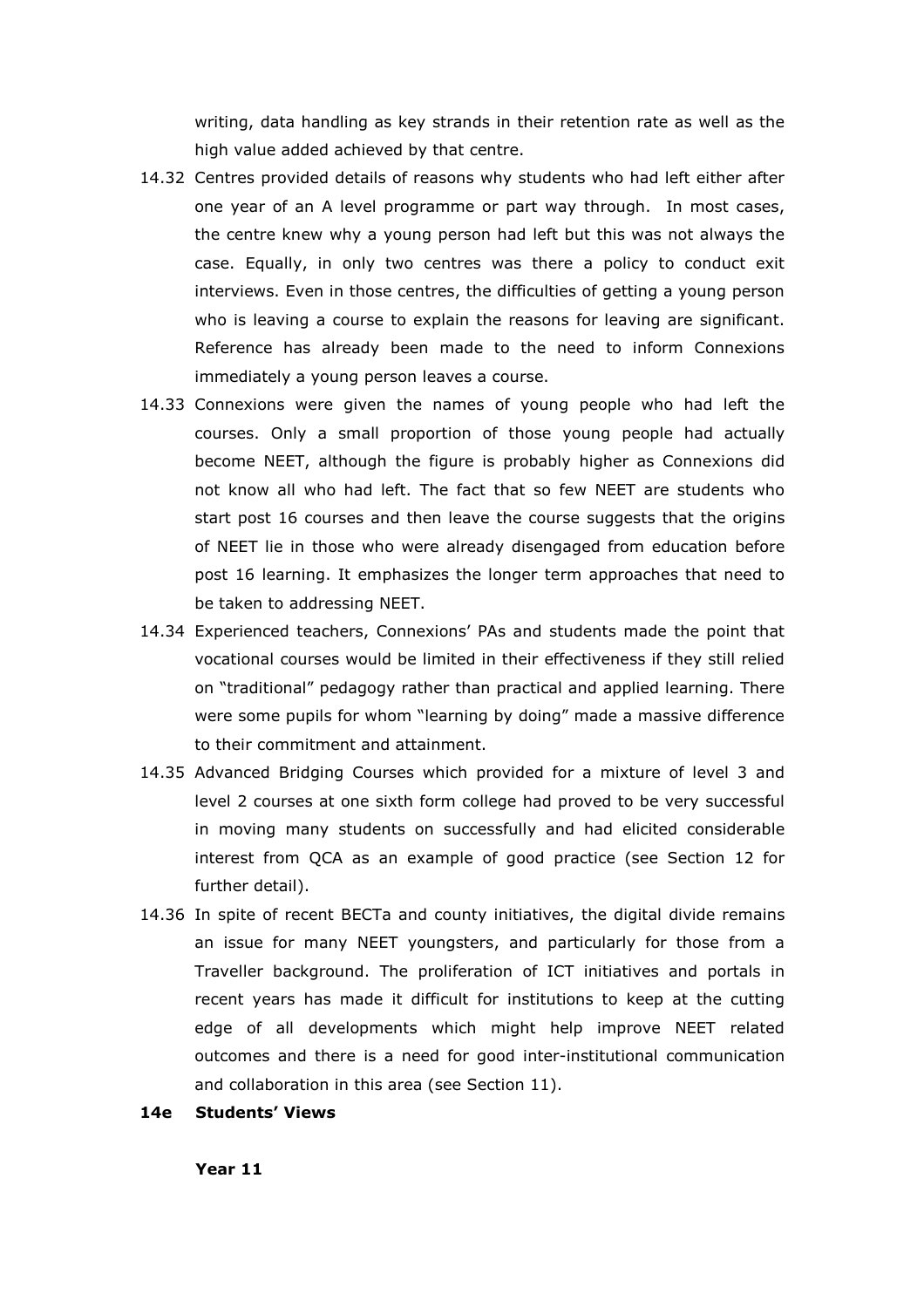writing, data handling as key strands in their retention rate as well as the high value added achieved by that centre.

14.32 Centres provided details of reasons why students who had left either after one year of an A level programme or part way through. In most cases, the centre knew why a young person had left but this was not always the case. Equally, in only two centres was there a policy to conduct exit interviews. Even in those centres, the difficulties of getting a young person who is leaving a course to explain the reasons for leaving are significant. Reference has already been made to the need to inform Connexions immediately a young person leaves a course.

14.33 Connexions were given the names of young people who had left the courses. Only a small proportion of those young people had actually become NEET, although the figure is probably higher as Connexions did not know all who had left. The fact that so few NEET are students who start post 16 courses and then leave the course suggests that the origins of NEET lie in those who were already disengaged from education before post 16 learning. It emphasizes the longer term approaches that need to be taken to addressing NEET.

14.34 Experienced teachers, Connexions' PAs and students made the point that vocational courses would be limited in their effectiveness if they still relied on "traditional" pedagogy rather than practical and applied learning. There were some pupils for whom "learning by doing" made a massive difference to their commitment and attainment.

14.35 Advanced Bridging Courses which provided for a mixture of level 3 and level 2 courses at one sixth form college had proved to be very successful in moving many students on successfully and had elicited considerable interest from QCA as an example of good practice (see Section 12 for further detail).

14.36 In spite of recent BECTa and county initiatives, the digital divide remains an issue for many NEET youngsters, and particularly for those from a Traveller background. The proliferation of ICT initiatives and portals in recent years has made it difficult for institutions to keep at the cutting edge of all developments which might help improve NEET related outcomes and there is a need for good inter-institutional communication and collaboration in this area (see Section 11).

## 14e Students' Views

**Year 11**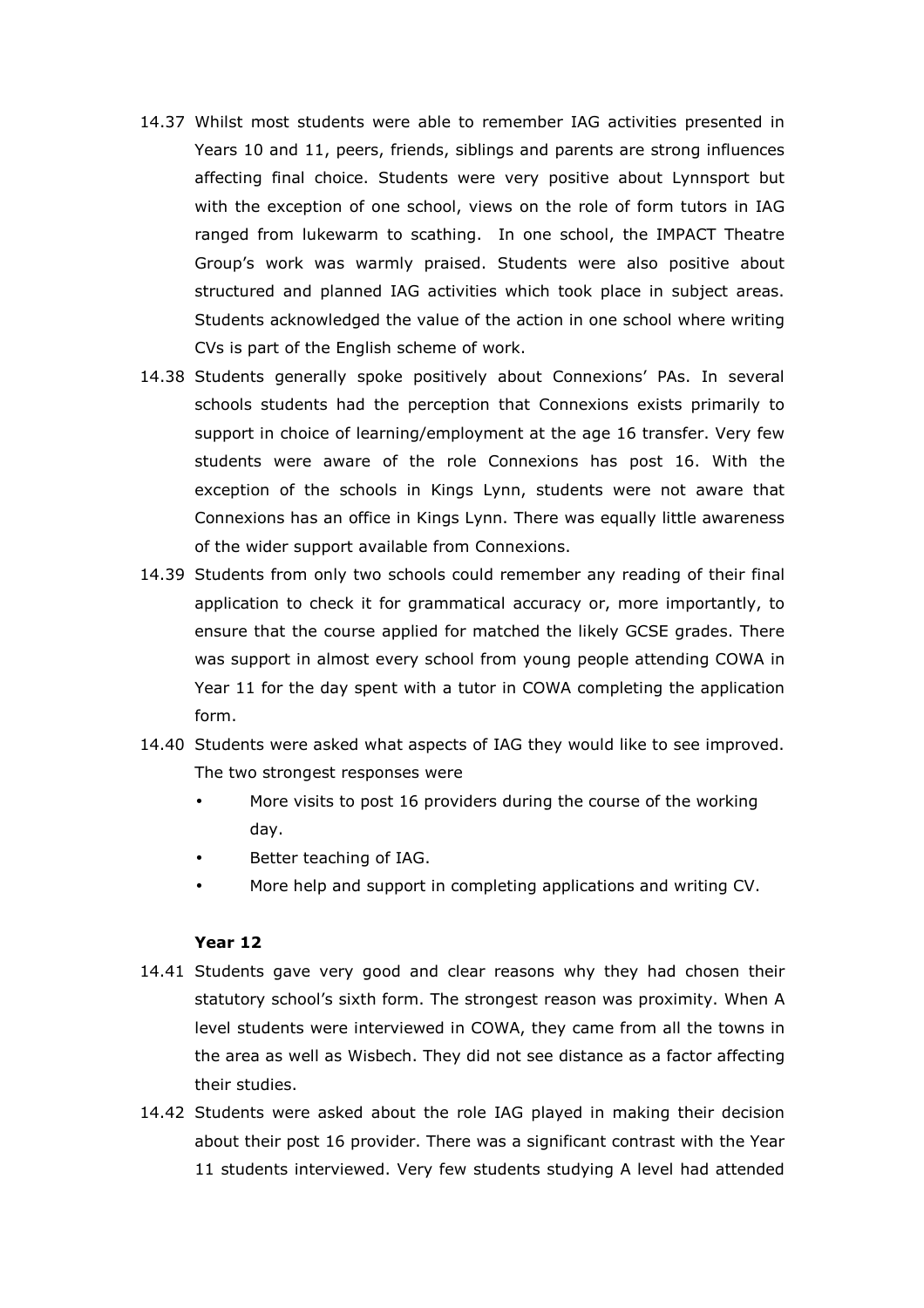14.37 Whilst most students were able to remember IAG activities presented in Years 10 and 11, peers, friends, siblings and parents are strong influences affecting final choice. Students were very positive about Lynnsport but with the exception of one school, views on the role of form tutors in IAG ranged from lukewarm to scathing. In one school, the IMPACT Theatre Group's work was warmly praised. Students were also positive about structured and planned IAG activities which took place in subject areas. Students acknowledged the value of the action in one school where writing CVs is part of the English scheme of work.

14.38 Students generally spoke positively about Connexions' PAs. In several schools students had the perception that Connexions exists primarily to support in choice of learning/employment at the age 16 transfer. Very few students were aware of the role Connexions has post 16. With the exception of the schools in Kings Lynn, students were not aware that Connexions has an office in Kings Lynn. There was equally little awareness of the wider support available from Connexions.

14.39 Students from only two schools could remember any reading of their final application to check it for grammatical accuracy or, more importantly, to ensure that the course applied for matched the likely GCSE grades. There was support in almost every school from young people attending COWA in Year 11 for the day spent with a tutor in COWA completing the application form.

14.40 Students were asked what aspects of IAG they would like to see improved. The two strongest responses were

- More visits to post 16 providers during the course of the working day.
- Better teaching of IAG.
- More help and support in completing applications and writing CV.

**Year 12**

14.41 Students gave very good and clear reasons why they had chosen their statutory school's sixth form. The strongest reason was proximity. When A level students were interviewed in COWA, they came from all the towns in the area as well as Wisbech. They did not see distance as a factor affecting their studies.

14.42 Students were asked about the role IAG played in making their decision about their post 16 provider. There was a significant contrast with the Year 11 students interviewed. Very few students studying A level had attended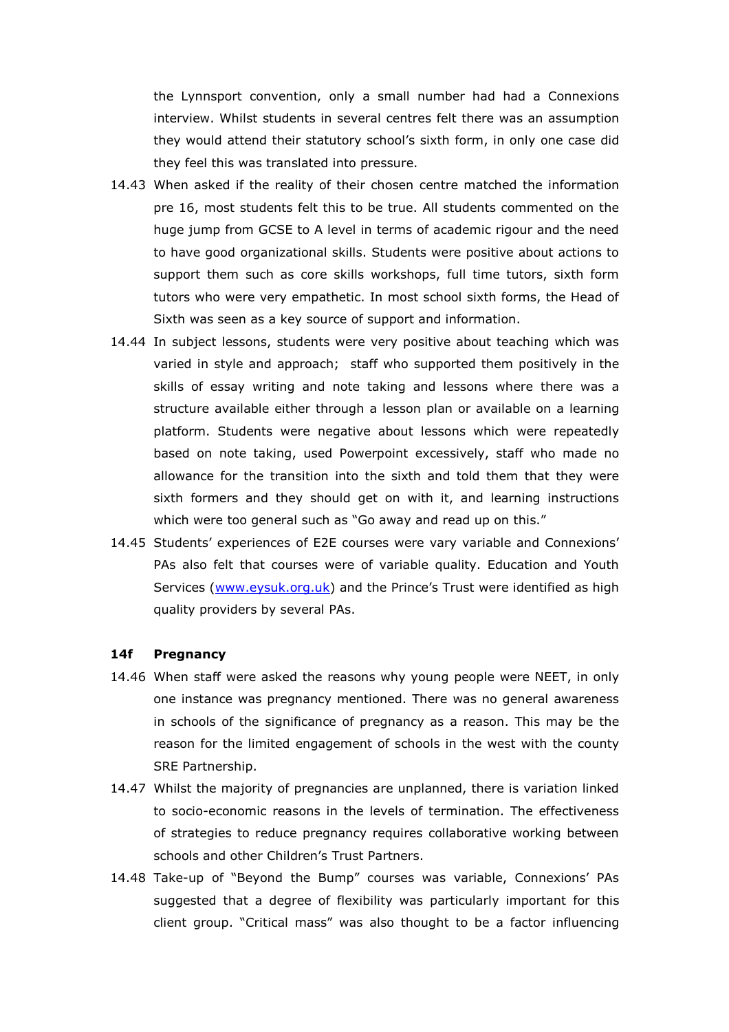the Lynnsport convention, only a small number had had a Connexions interview. Whilst students in several centres felt there was an assumption they would attend their statutory school's sixth form, in only one case did they feel this was translated into pressure.

14.43 When asked if the reality of their chosen centre matched the information pre 16, most students felt this to be true. All students commented on the huge jump from GCSE to A level in terms of academic rigour and the need to have good organizational skills. Students were positive about actions to support them such as core skills workshops, full time tutors, sixth form tutors who were very empathetic. In most school sixth forms, the Head of Sixth was seen as a key source of support and information.

14.44 In subject lessons, students were very positive about teaching which was varied in style and approach; staff who supported them positively in the skills of essay writing and note taking and lessons where there was a structure available either through a lesson plan or available on a learning platform. Students were negative about lessons which were repeatedly based on note taking, used Powerpoint excessively, staff who made no allowance for the transition into the sixth and told them that they were sixth formers and they should get on with it, and learning instructions which were too general such as "Go away and read up on this."

14.45 Students' experiences of E2E courses were vary variable and Connexions' PAs also felt that courses were of variable quality. Education and Youth Services (www.eysuk.org.uk) and the Prince's Trust were identified as high quality providers by several PAs.

### 14f Pregnancy

14.46 When staff were asked the reasons why young people were NEET, in only one instance was pregnancy mentioned. There was no general awareness in schools of the significance of pregnancy as a reason. This may be the reason for the limited engagement of schools in the west with the county SRE Partnership.

14.47 Whilst the majority of pregnancies are unplanned, there is variation linked to socio-economic reasons in the levels of termination. The effectiveness of strategies to reduce pregnancy requires collaborative working between schools and other Children's Trust Partners.

14.48 Take-up of "Beyond the Bump" courses was variable, Connexions' PAs suggested that a degree of flexibility was particularly important for this client group. "Critical mass" was also thought to be a factor influencing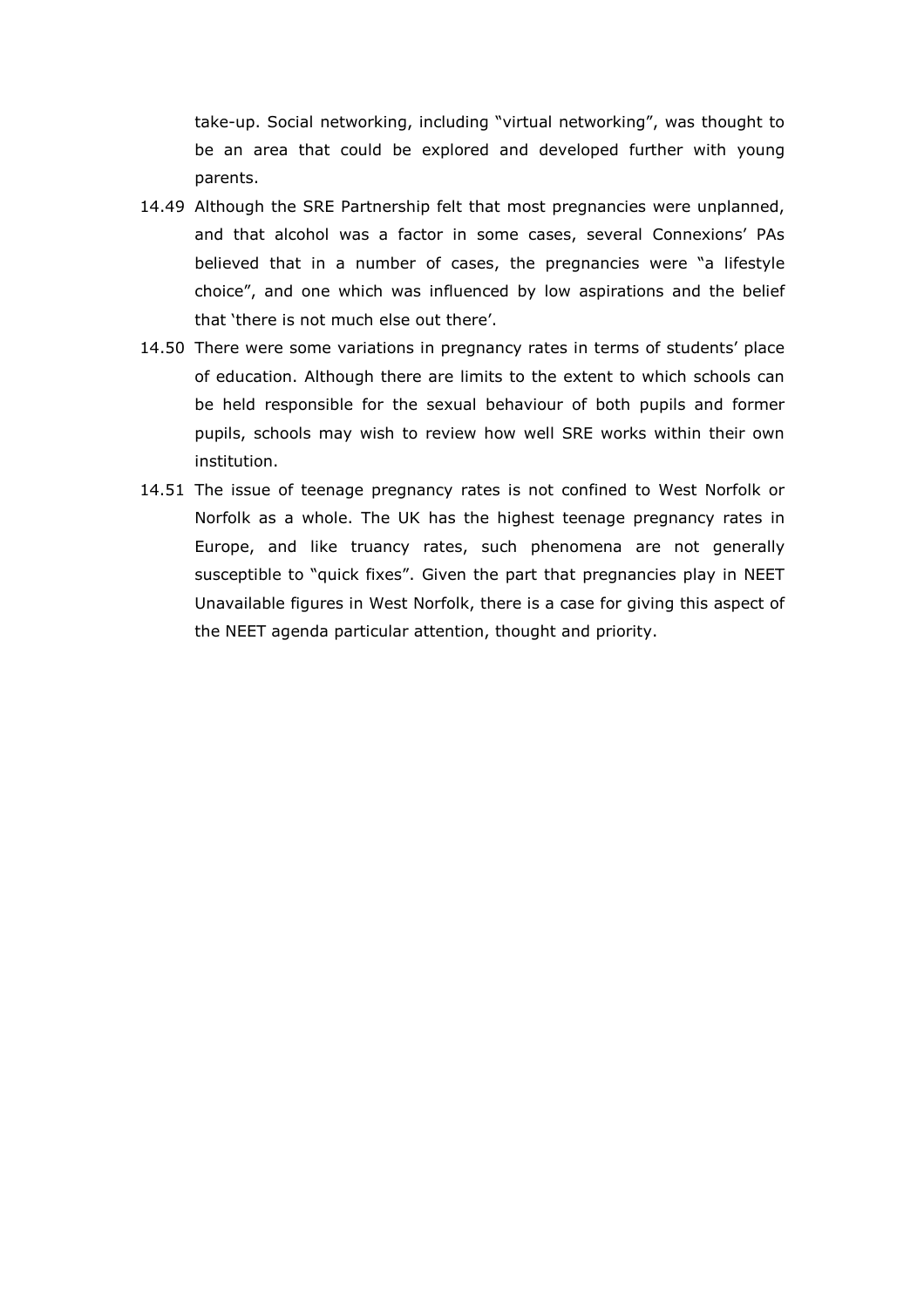take-up. Social networking, including “virtual networking”, was thought to be an area that could be explored and developed further with young parents.

14.49 Although the SRE Partnership felt that most pregnancies were unplanned, and that alcohol was a factor in some cases, several Connexions’ PAs believed that in a number of cases, the pregnancies were “a lifestyle choice”, and one which was influenced by low aspirations and the belief that ‘there is not much else out there’.

14.50 There were some variations in pregnancy rates in terms of students’ place of education. Although there are limits to the extent to which schools can be held responsible for the sexual behaviour of both pupils and former pupils, schools may wish to review how well SRE works within their own institution.

14.51 The issue of teenage pregnancy rates is not confined to West Norfolk or Norfolk as a whole. The UK has the highest teenage pregnancy rates in Europe, and like truancy rates, such phenomena are not generally susceptible to “quick fixes”. Given the part that pregnancies play in NEET Unavailable figures in West Norfolk, there is a case for giving this aspect of the NEET agenda particular attention, thought and priority.